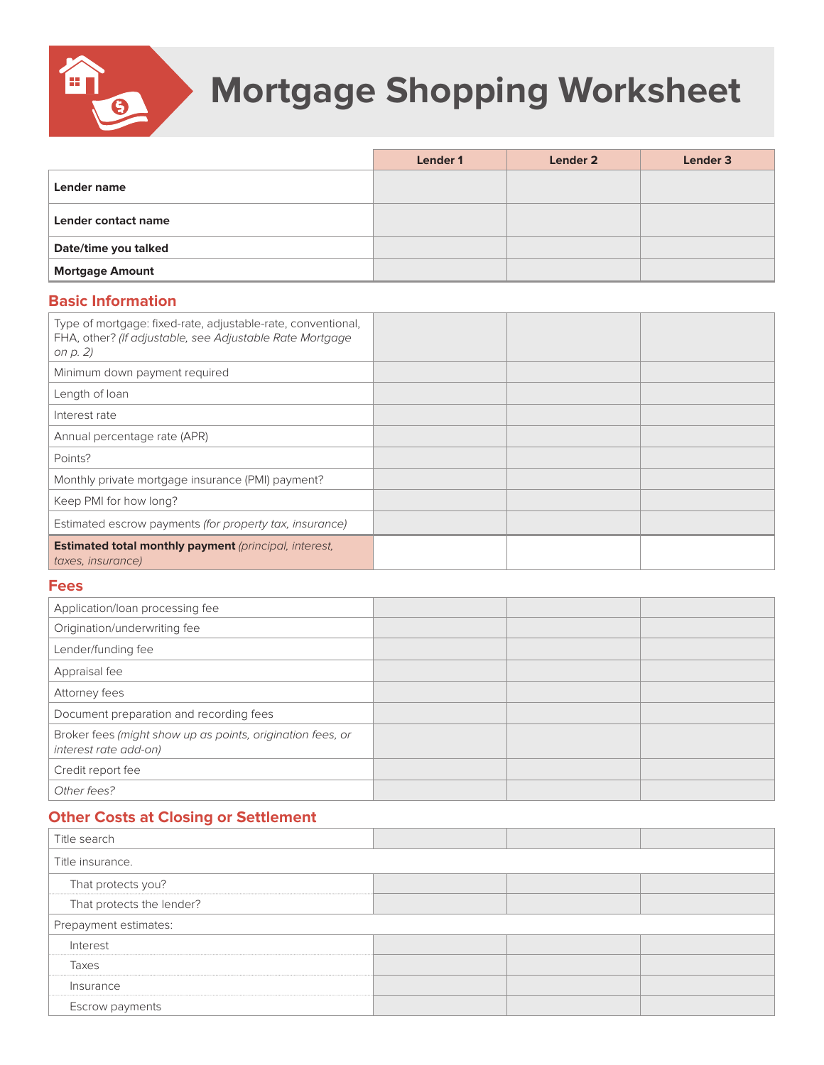# Mortgage Shopping Worksheet

| | Lender 1 | Lender 2 | Lender 3 |
|---|---|---|---|
| **Lender name** | | | |
| **Lender contact name** | | | |
| **Date/time you talked** | | | |
| **Mortgage Amount** | | | |

## Basic Information

| | | | |
|---|---|---|---|
| Type of mortgage: fixed-rate, adjustable-rate, conventional, FHA, other? *(If adjustable, see Adjustable Rate Mortgage on p. 2)* | | | |
| Minimum down payment required | | | |
| Length of loan | | | |
| Interest rate | | | |
| Annual percentage rate (APR) | | | |
| Points? | | | |
| Monthly private mortgage insurance (PMI) payment? | | | |
| Keep PMI for how long? | | | |
| Estimated escrow payments *(for property tax, insurance)* | | | |
| **Estimated total monthly payment** *(principal, interest, taxes, insurance)* | | | |

## Fees

| | | | |
|---|---|---|---|
| Application/loan processing fee | | | |
| Origination/underwriting fee | | | |
| Lender/funding fee | | | |
| Appraisal fee | | | |
| Attorney fees | | | |
| Document preparation and recording fees | | | |
| Broker fees *(might show up as points, origination fees, or interest rate add-on)* | | | |
| Credit report fee | | | |
| *Other fees?* | | | |

## Other Costs at Closing or Settlement

| | | | |
|---|---|---|---|
| Title search | | | |
| Title insurance. | | | |
| That protects you? | | | |
| That protects the lender? | | | |
| Prepayment estimates: | | | |
| Interest | | | |
| Taxes | | | |
| Insurance | | | |
| Escrow payments | | | |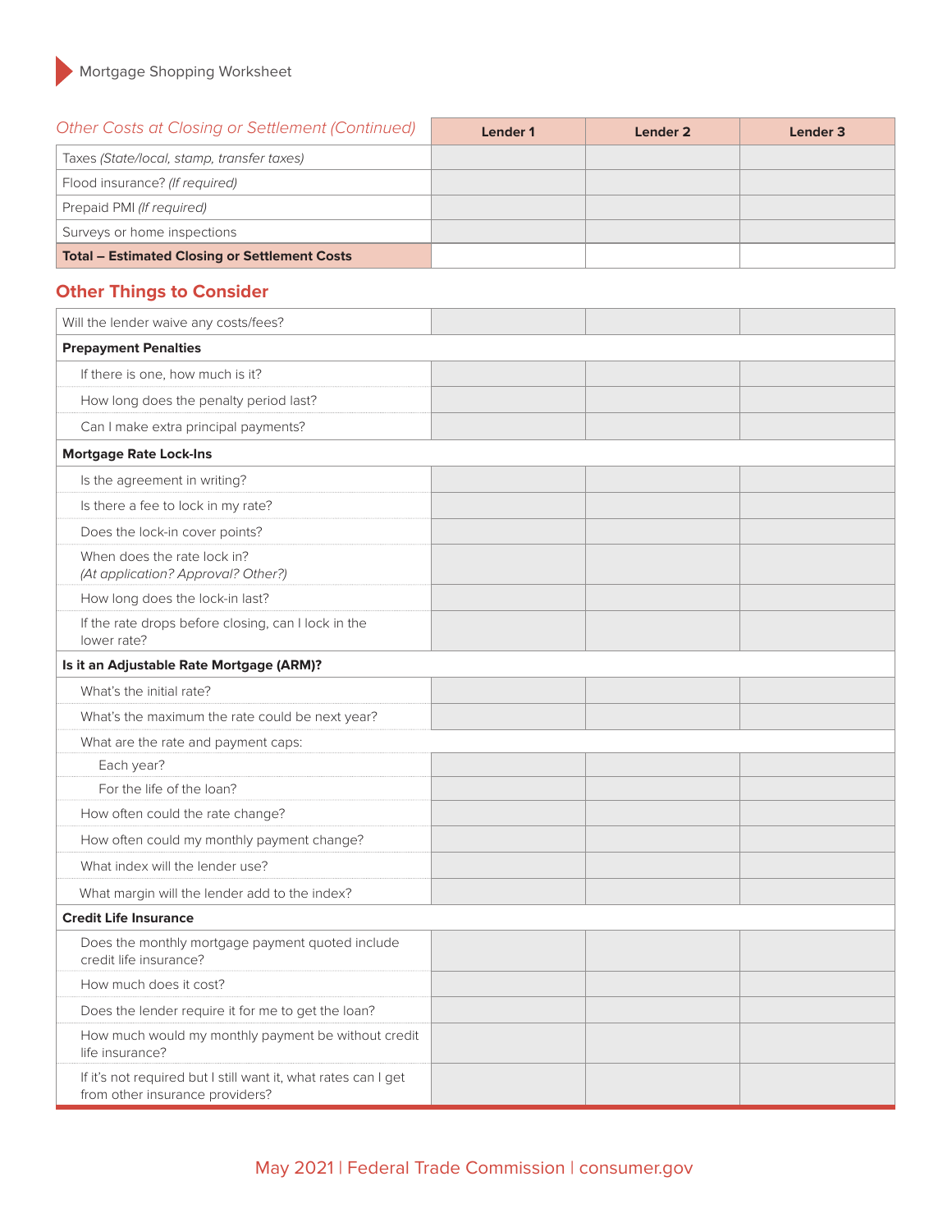| *Other Costs at Closing or Settlement (Continued)* | Lender 1 | Lender 2 | Lender 3 |
|---|---|---|---|
| Taxes *(State/local, stamp, transfer taxes)* | | | |
| Flood insurance? *(If required)* | | | |
| Prepaid PMI *(If required)* | | | |
| Surveys or home inspections | | | |
| **Total – Estimated Closing or Settlement Costs** | | | |

## Other Things to Consider

| | | | |
|---|---|---|---|
| Will the lender waive any costs/fees? | | | |
| **Prepayment Penalties** | | | |
| If there is one, how much is it? | | | |
| How long does the penalty period last? | | | |
| Can I make extra principal payments? | | | |
| **Mortgage Rate Lock-Ins** | | | |
| Is the agreement in writing? | | | |
| Is there a fee to lock in my rate? | | | |
| Does the lock-in cover points? | | | |
| When does the rate lock in? *(At application? Approval? Other?)* | | | |
| How long does the lock-in last? | | | |
| If the rate drops before closing, can I lock in the lower rate? | | | |
| **Is it an Adjustable Rate Mortgage (ARM)?** | | | |
| What's the initial rate? | | | |
| What's the maximum the rate could be next year? | | | |
| What are the rate and payment caps: | | | |
| Each year? | | | |
| For the life of the loan? | | | |
| How often could the rate change? | | | |
| How often could my monthly payment change? | | | |
| What index will the lender use? | | | |
| What margin will the lender add to the index? | | | |
| **Credit Life Insurance** | | | |
| Does the monthly mortgage payment quoted include credit life insurance? | | | |
| How much does it cost? | | | |
| Does the lender require it for me to get the loan? | | | |
| How much would my monthly payment be without credit life insurance? | | | |
| If it's not required but I still want it, what rates can I get from other insurance providers? | | | |

May 2021 | Federal Trade Commission | consumer.gov